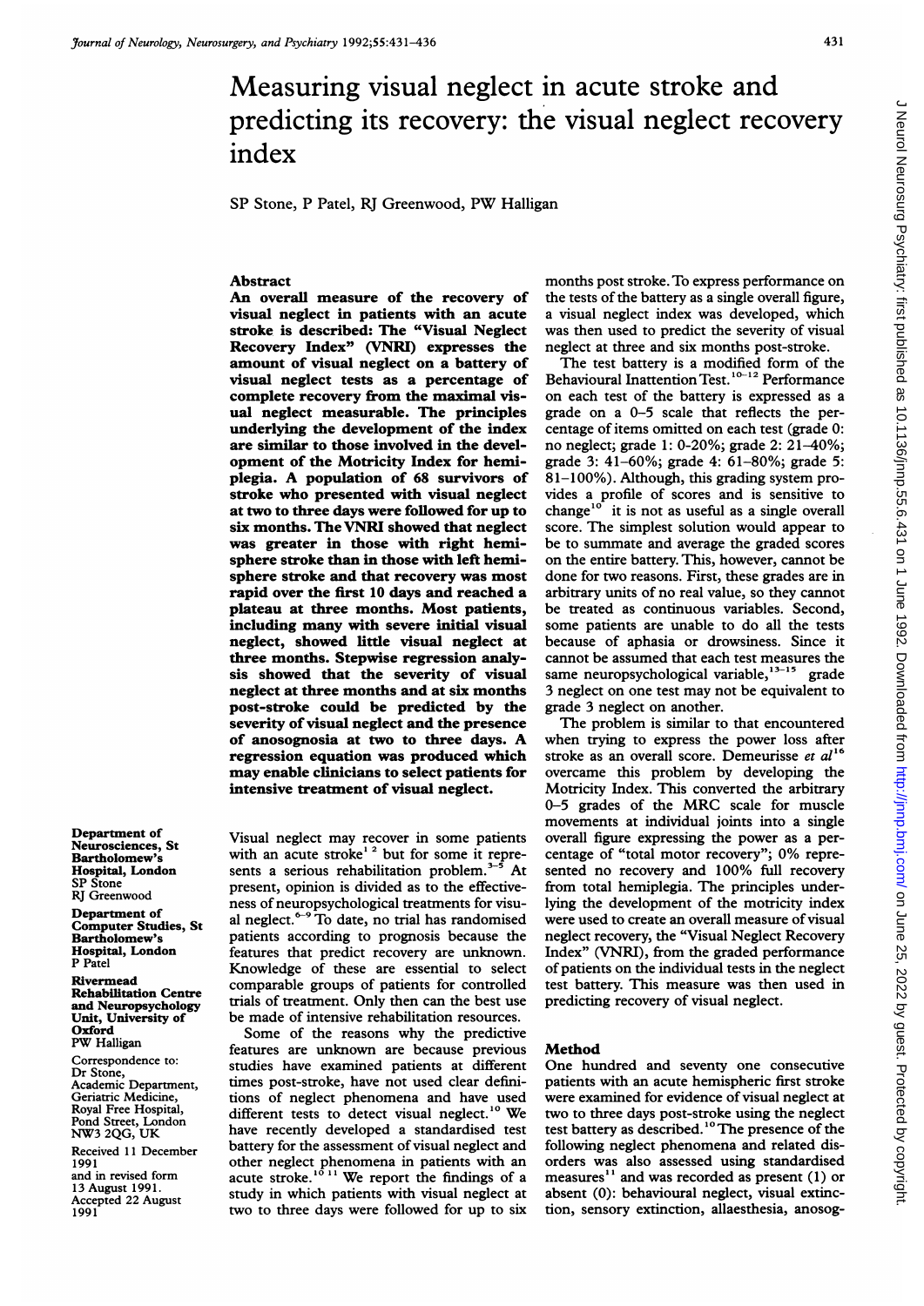# Measuring visual neglect in acute stroke and predicting its recovery: the visual neglect recovery index

SP Stone, P Patel, RJ Greenwood, PW Halligan

## Abstract

**An overall measure of the recovery of visual neglect in patients with an acute stroke is described: The "Visual Neglect Recovery Index" (VNRI) expresses the amount of visual neglect on a battery of visual neglect tests as a percentage of complete recovery from the maximal visual neglect measurable. The principles underlying the development of the index are similar to those involved in the development of the Motricity Index for hemiplegia. A population of 68 survivors of stroke who presented with visual neglect at two to three days were followed for up to six months. The VNRI showed that neglect was greater in those with right hemisphere stroke than in those with left hemisphere stroke and that recovery was most rapid over the first 10 days and reached a plateau at three months. Most patients, including many with severe initial visual neglect, showed little visual neglect at three months. Stepwise regression analysis showed that the severity of visual neglect at three months and at six months post-stroke could be predicted by the severity of visual neglect and the presence of anosognosia at two to three days. A regression equation was produced which may enable clinicians to select patients for intensive treatment of visual neglect.**

Department of Neurosciences, St Bartholomew's Hospital, London
SP Stone
RJ Greenwood

Department of Computer Studies, St Bartholomew's Hospital, London
P Patel

Rivermead Rehabilitation Centre and Neuropsychology Unit, University of Oxford
PW Halligan

Correspondence to: Dr Stone, Academic Department, Geriatric Medicine, Royal Free Hospital, Pond Street, London NW3 2QG, UK

Received 11 December 1991 and in revised form 13 August 1991. Accepted 22 August 1991

Visual neglect may recover in some patients with an acute stroke[1 2] but for some it represents a serious rehabilitation problem.[3-5] At present, opinion is divided as to the effectiveness of neuropsychological treatments for visual neglect.[6-9] To date, no trial has randomised patients according to prognosis because the features that predict recovery are unknown. Knowledge of these are essential to select comparable groups of patients for controlled trials of treatment. Only then can the best use be made of intensive rehabilitation resources.

Some of the reasons why the predictive features are unknown are because previous studies have examined patients at different times post-stroke, have not used clear definitions of neglect phenomena and have used different tests to detect visual neglect.[10] We have recently developed a standardised test battery for the assessment of visual neglect and other neglect phenomena in patients with an acute stroke.[10 11] We report the findings of a study in which patients with visual neglect at two to three days were followed for up to six months post stroke. To express performance on the tests of the battery as a single overall figure, a visual neglect index was developed, which was then used to predict the severity of visual neglect at three and six months post-stroke.

The test battery is a modified form of the Behavioural Inattention Test.[10-12] Performance on each test of the battery is expressed as a grade on a 0–5 scale that reflects the percentage of items omitted on each test (grade 0: no neglect; grade 1: 0-20%; grade 2: 21–40%; grade 3: 41–60%; grade 4: 61–80%; grade 5: 81–100%). Although, this grading system provides a profile of scores and is sensitive to change[10] it is not as useful as a single overall score. The simplest solution would appear to be to summate and average the graded scores on the entire battery. This, however, cannot be done for two reasons. First, these grades are in arbitrary units of no real value, so they cannot be treated as continuous variables. Second, some patients are unable to do all the tests because of aphasia or drowsiness. Since it cannot be assumed that each test measures the same neuropsychological variable,[13-15] grade 3 neglect on one test may not be equivalent to grade 3 neglect on another.

The problem is similar to that encountered when trying to express the power loss after stroke as an overall score. Demeurisse *et al*[16] overcame this problem by developing the Motricity Index. This converted the arbitrary 0–5 grades of the MRC scale for muscle movements at individual joints into a single overall figure expressing the power as a percentage of "total motor recovery"; 0% represented no recovery and 100% full recovery from total hemiplegia. The principles underlying the development of the motricity index were used to create an overall measure of visual neglect recovery, the "Visual Neglect Recovery Index" (VNRI), from the graded performance of patients on the individual tests in the neglect test battery. This measure was then used in predicting recovery of visual neglect.

## Method

One hundred and seventy one consecutive patients with an acute hemispheric first stroke were examined for evidence of visual neglect at two to three days post-stroke using the neglect test battery as described.[10] The presence of the following neglect phenomena and related disorders was also assessed using standardised measures[11] and was recorded as present (1) or absent (0): behavioural neglect, visual extinction, sensory extinction, allaesthesia, anosog-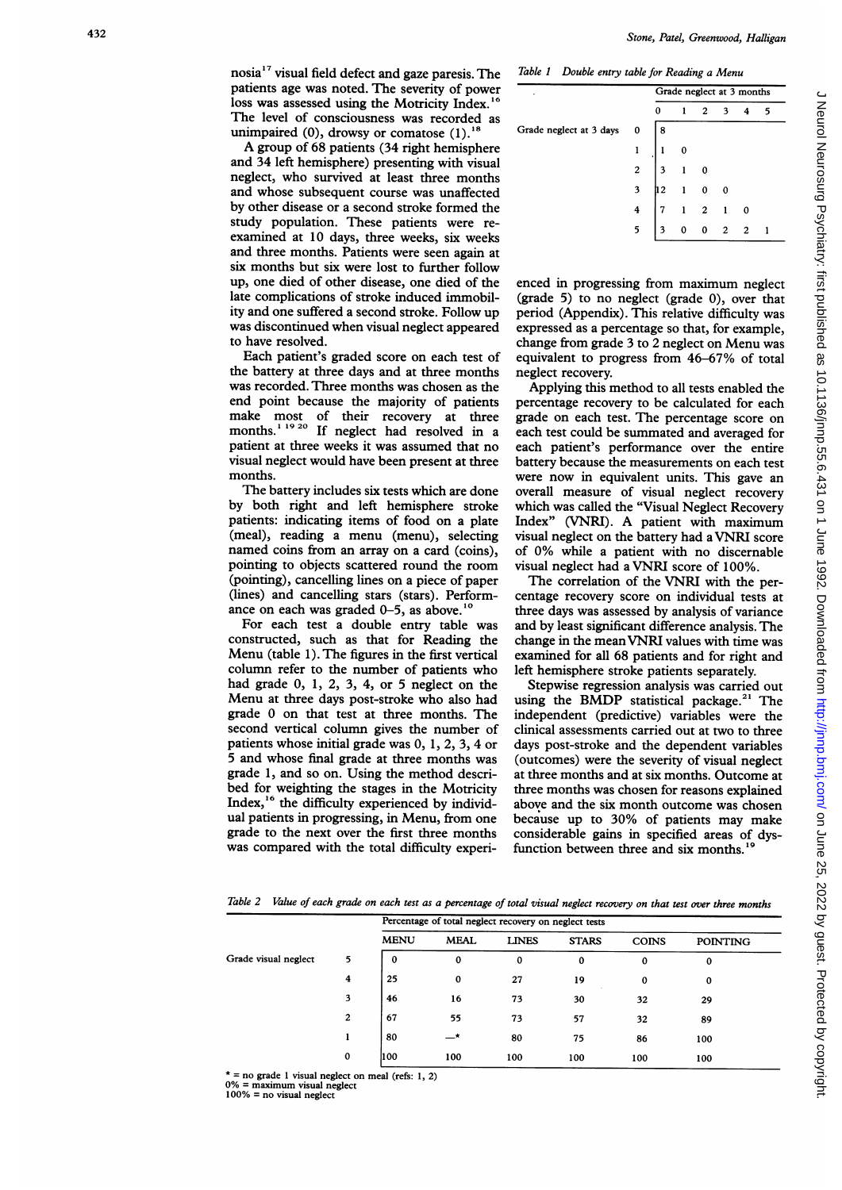nosia[17] visual field defect and gaze paresis. The patients age was noted. The severity of power loss was assessed using the Motricity Index.[16] The level of consciousness was recorded as unimpaired (0), drowsy or comatose (1).[18]

A group of 68 patients (34 right hemisphere and 34 left hemisphere) presenting with visual neglect, who survived at least three months and whose subsequent course was unaffected by other disease or a second stroke formed the study population. These patients were re-examined at 10 days, three weeks, six weeks and three months. Patients were seen again at six months but six were lost to further follow up, one died of other disease, one died of the late complications of stroke induced immobility and one suffered a second stroke. Follow up was discontinued when visual neglect appeared to have resolved.

Each patient's graded score on each test of the battery at three days and at three months was recorded. Three months was chosen as the end point because the majority of patients make most of their recovery at three months.[1 19 20] If neglect had resolved in a patient at three weeks it was assumed that no visual neglect would have been present at three months.

The battery includes six tests which are done by both right and left hemisphere stroke patients: indicating items of food on a plate (meal), reading a menu (menu), selecting named coins from an array on a card (coins), pointing to objects scattered round the room (pointing), cancelling lines on a piece of paper (lines) and cancelling stars (stars). Performance on each was graded 0–5, as above.[10]

For each test a double entry table was constructed, such as that for Reading the Menu (table 1). The figures in the first vertical column refer to the number of patients who had grade 0, 1, 2, 3, 4, or 5 neglect on the Menu at three days post-stroke who also had grade 0 on that test at three months. The second vertical column gives the number of patients whose initial grade was 0, 1, 2, 3, 4 or 5 and whose final grade at three months was grade 1, and so on. Using the method described for weighting the stages in the Motricity Index,[16] the difficulty experienced by individual patients in progressing, in Menu, from one grade to the next over the first three months was compared with the total difficulty experienced in progressing from maximum neglect (grade 5) to no neglect (grade 0), over that period (Appendix). This relative difficulty was expressed as a percentage so that, for example, change from grade 3 to 2 neglect on Menu was equivalent to progress from 46–67% of total neglect recovery.

Applying this method to all tests enabled the percentage recovery to be calculated for each grade on each test. The percentage score on each test could be summated and averaged for each patient's performance over the entire battery because the measurements on each test were now in equivalent units. This gave an overall measure of visual neglect recovery which was called the "Visual Neglect Recovery Index" (VNRI). A patient with maximum visual neglect on the battery had a VNRI score of 0% while a patient with no discernable visual neglect had a VNRI score of 100%.

The correlation of the VNRI with the percentage recovery score on individual tests at three days was assessed by analysis of variance and by least significant difference analysis. The change in the mean VNRI values with time was examined for all 68 patients and for right and left hemisphere stroke patients separately.

Stepwise regression analysis was carried out using the BMDP statistical package.[21] The independent (predictive) variables were the clinical assessments carried out at two to three days post-stroke and the dependent variables (outcomes) were the severity of visual neglect at three months and at six months. Outcome at three months was chosen for reasons explained above and the six month outcome was chosen because up to 30% of patients may make considerable gains in specified areas of dysfunction between three and six months.[19]

*Table 1 Double entry table for Reading a Menu*

| | | Grade neglect at 3 months | | | | | |
|---|---|---|---|---|---|---|---|
| | | 0 | 1 | 2 | 3 | 4 | 5 |
| Grade neglect at 3 days | 0 | 8 | | | | | |
| | 1 | 1 | 0 | | | | |
| | 2 | 3 | 1 | 0 | | | |
| | 3 | 12 | 1 | 0 | 0 | | |
| | 4 | 7 | 1 | 2 | 1 | 0 | |
| | 5 | 3 | 0 | 0 | 2 | 2 | 1 |

*Table 2 Value of each grade on each test as a percentage of total visual neglect recovery on that test over three months*

| | | Percentage of total neglect recovery on neglect tests | | | | | |
|---|---|---|---|---|---|---|---|
| | | MENU | MEAL | LINES | STARS | COINS | POINTING |
| Grade visual neglect | 5 | 0 | 0 | 0 | 0 | 0 | 0 |
| | 4 | 25 | 0 | 27 | 19 | 0 | 0 |
| | 3 | 46 | 16 | 73 | 30 | 32 | 29 |
| | 2 | 67 | 55 | 73 | 57 | 32 | 89 |
| | 1 | 80 | —* | 80 | 75 | 86 | 100 |
| | 0 | 100 | 100 | 100 | 100 | 100 | 100 |

* = no grade 1 visual neglect on meal (refs: 1, 2)
0% = maximum visual neglect
100% = no visual neglect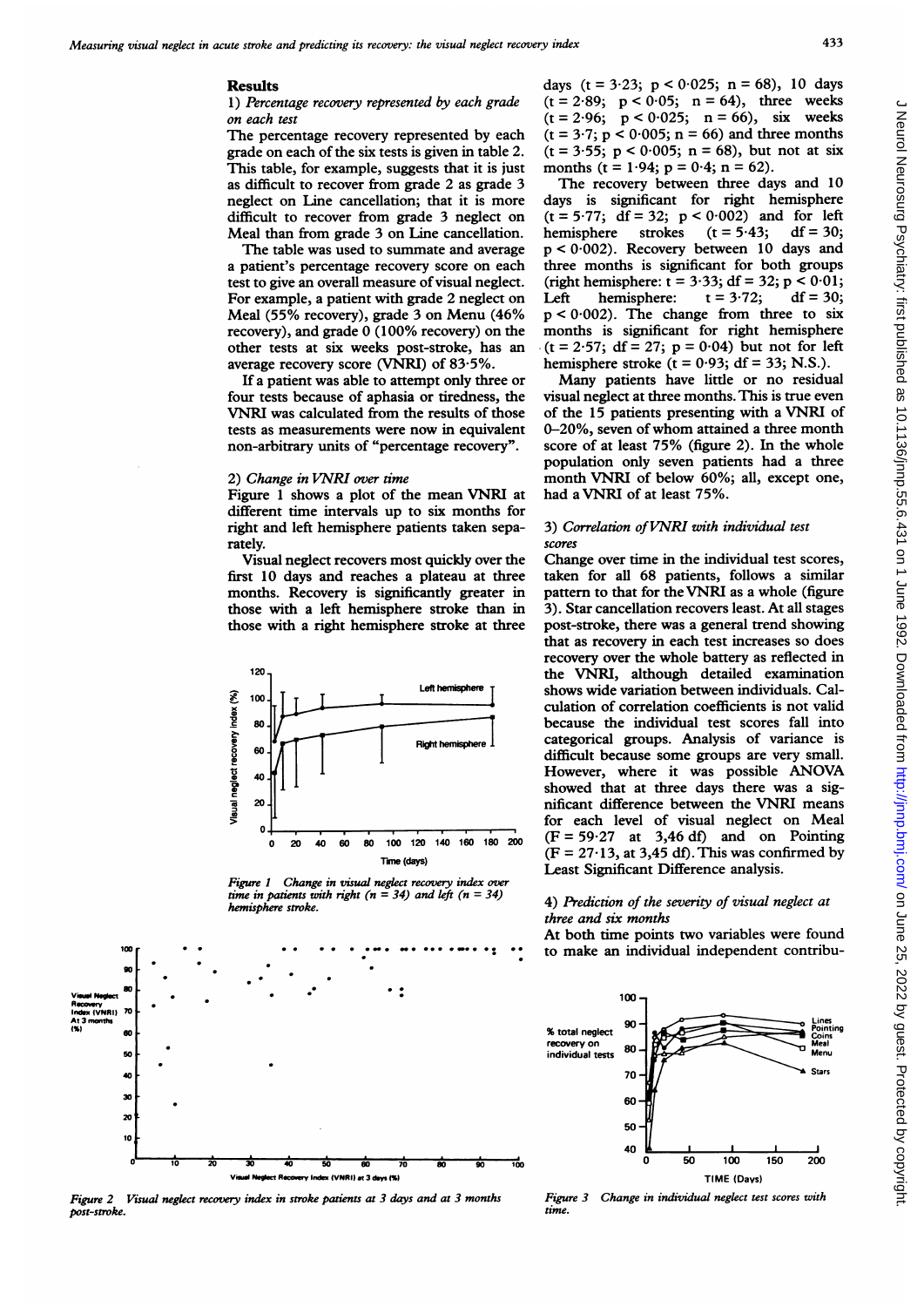## Results

### 1) *Percentage recovery represented by each grade on each test*

The percentage recovery represented by each grade on each of the six tests is given in table 2. This table, for example, suggests that it is just as difficult to recover from grade 2 as grade 3 neglect on Line cancellation; that it is more difficult to recover from grade 3 neglect on Meal than from grade 3 on Line cancellation.

The table was used to summate and average a patient's percentage recovery score on each test to give an overall measure of visual neglect. For example, a patient with grade 2 neglect on Meal (55% recovery), grade 3 on Menu (46% recovery), and grade 0 (100% recovery) on the other tests at six weeks post-stroke, has an average recovery score (VNRI) of 83·5%.

If a patient was able to attempt only three or four tests because of aphasia or tiredness, the VNRI was calculated from the results of those tests as measurements were now in equivalent non-arbitrary units of "percentage recovery".

### 2) *Change in VNRI over time*

Figure 1 shows a plot of the mean VNRI at different time intervals up to six months for right and left hemisphere patients taken separately.

Visual neglect recovers most quickly over the first 10 days and reaches a plateau at three months. Recovery is significantly greater in those with a left hemisphere stroke than in those with a right hemisphere stroke at three days ($t = 3·23$; $p < 0·025$; $n = 68$), 10 days ($t = 2·89$; $p < 0·05$; $n = 64$), three weeks ($t = 2·96$; $p < 0·025$; $n = 66$), six weeks ($t = 3·7$; $p < 0·005$; $n = 66$) and three months ($t = 3·55$; $p < 0·005$; $n = 68$), but not at six months ($t = 1·94$; $p = 0·4$; $n = 62$).

The recovery between three days and 10 days is significant for right hemisphere ($t = 5·77$; $df = 32$; $p < 0·002$) and for left hemisphere strokes ($t = 5·43$; $df = 30$; $p < 0·002$). Recovery between 10 days and three months is significant for both groups (right hemisphere: $t = 3·33$; $df = 32$; $p < 0·01$; Left hemisphere: $t = 3·72$; $df = 30$; $p < 0·002$). The change from three to six months is significant for right hemisphere ($t = 2·57$; $df = 27$; $p = 0·04$) but not for left hemisphere stroke ($t = 0·93$; $df = 33$; N.S.).

Many patients have little or no residual visual neglect at three months. This is true even of the 15 patients presenting with a VNRI of 0–20%, seven of whom attained a three month score of at least 75% (figure 2). In the whole population only seven patients had a three month VNRI of below 60%; all, except one, had a VNRI of at least 75%.

*Figure 1 Change in visual neglect recovery index over time in patients with right (n = 34) and left (n = 34) hemisphere stroke.*

*Figure 2 Visual neglect recovery index in stroke patients at 3 days and at 3 months post-stroke.*

### 3) *Correlation of VNRI with individual test scores*

Change over time in the individual test scores, taken for all 68 patients, follows a similar pattern to that for the VNRI as a whole (figure 3). Star cancellation recovers least. At all stages post-stroke, there was a general trend showing that as recovery in each test increases so does recovery over the whole battery as reflected in the VNRI, although detailed examination shows wide variation between individuals. Calculation of correlation coefficients is not valid because the individual test scores fall into categorical groups. Analysis of variance is difficult because some groups are very small. However, where it was possible ANOVA showed that at three days there was a significant difference between the VNRI means for each level of visual neglect on Meal ($F = 59·27$ at 3,46 df) and on Pointing ($F = 27·13$, at 3,45 df). This was confirmed by Least Significant Difference analysis.

### 4) *Prediction of the severity of visual neglect at three and six months*

At both time points two variables were found to make an individual independent contribu-

*Figure 3 Change in individual neglect test scores with time.*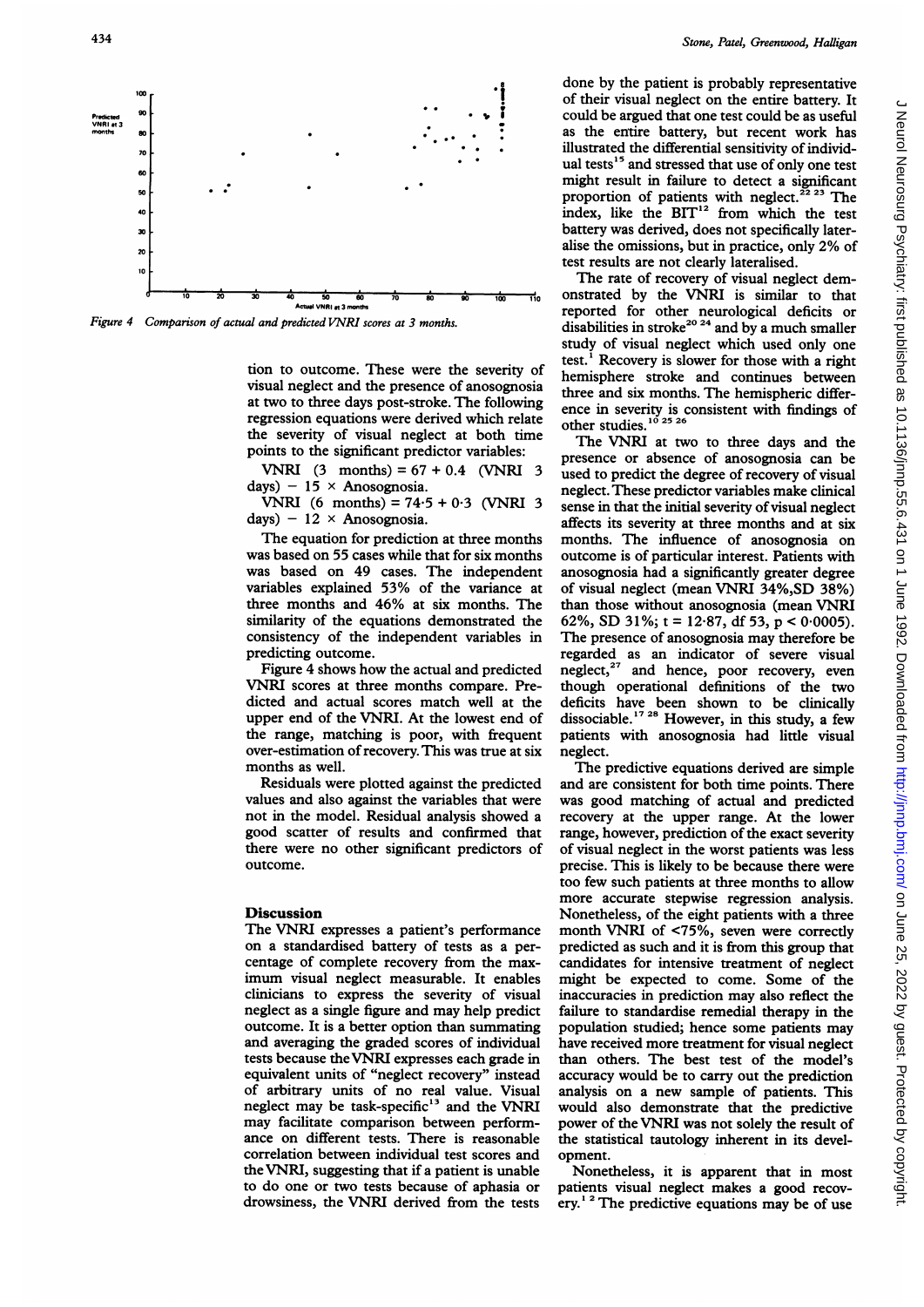*Figure 4 Comparison of actual and predicted VNRI scores at 3 months.*

tion to outcome. These were the severity of visual neglect and the presence of anosognosia at two to three days post-stroke. The following regression equations were derived which relate the severity of visual neglect at both time points to the significant predictor variables:

VNRI (3 months) = 67 + 0.4 (VNRI 3 days) − 15 × Anosognosia.

VNRI (6 months) = 74·5 + 0·3 (VNRI 3 days) − 12 × Anosognosia.

The equation for prediction at three months was based on 55 cases while that for six months was based on 49 cases. The independent variables explained 53% of the variance at three months and 46% at six months. The similarity of the equations demonstrated the consistency of the independent variables in predicting outcome.

Figure 4 shows how the actual and predicted VNRI scores at three months compare. Predicted and actual scores match well at the upper end of the VNRI. At the lowest end of the range, matching is poor, with frequent over-estimation of recovery. This was true at six months as well.

Residuals were plotted against the predicted values and also against the variables that were not in the model. Residual analysis showed a good scatter of results and confirmed that there were no other significant predictors of outcome.

## Discussion

The VNRI expresses a patient's performance on a standardised battery of tests as a percentage of complete recovery from the maximum visual neglect measurable. It enables clinicians to express the severity of visual neglect as a single figure and may help predict outcome. It is a better option than summating and averaging the graded scores of individual tests because the VNRI expresses each grade in equivalent units of "neglect recovery" instead of arbitrary units of no real value. Visual neglect may be task-specific[13] and the VNRI may facilitate comparison between performance on different tests. There is reasonable correlation between individual test scores and the VNRI, suggesting that if a patient is unable to do one or two tests because of aphasia or drowsiness, the VNRI derived from the tests done by the patient is probably representative of their visual neglect on the entire battery. It could be argued that one test could be as useful as the entire battery, but recent work has illustrated the differential sensitivity of individual tests[15] and stressed that use of only one test might result in failure to detect a significant proportion of patients with neglect.[22 23] The index, like the BIT[12] from which the test battery was derived, does not specifically lateralise the omissions, but in practice, only 2% of test results are not clearly lateralised.

The rate of recovery of visual neglect demonstrated by the VNRI is similar to that reported for other neurological deficits or disabilities in stroke[20 24] and by a much smaller study of visual neglect which used only one test.[1] Recovery is slower for those with a right hemisphere stroke and continues between three and six months. The hemispheric difference in severity is consistent with findings of other studies.[10 25 26]

The VNRI at two to three days and the presence or absence of anosognosia can be used to predict the degree of recovery of visual neglect. These predictor variables make clinical sense in that the initial severity of visual neglect affects its severity at three months and at six months. The influence of anosognosia on outcome is of particular interest. Patients with anosognosia had a significantly greater degree of visual neglect (mean VNRI 34%, SD 38%) than those without anosognosia (mean VNRI 62%, SD 31%; $t = 12{\cdot}87$, df 53, $p < 0{\cdot}0005$). The presence of anosognosia may therefore be regarded as an indicator of severe visual neglect,[27] and hence, poor recovery, even though operational definitions of the two deficits have been shown to be clinically dissociable.[17 28] However, in this study, a few patients with anosognosia had little visual neglect.

The predictive equations derived are simple and are consistent for both time points. There was good matching of actual and predicted recovery at the upper range. At the lower range, however, prediction of the exact severity of visual neglect in the worst patients was less precise. This is likely to be because there were too few such patients at three months to allow more accurate stepwise regression analysis. Nonetheless, of the eight patients with a three month VNRI of <75%, seven were correctly predicted as such and it is from this group that candidates for intensive treatment of neglect might be expected to come. Some of the inaccuracies in prediction may also reflect the failure to standardise remedial therapy in the population studied; hence some patients may have received more treatment for visual neglect than others. The best test of the model's accuracy would be to carry out the prediction analysis on a new sample of patients. This would also demonstrate that the predictive power of the VNRI was not solely the result of the statistical tautology inherent in its development.

Nonetheless, it is apparent that in most patients visual neglect makes a good recovery.[1 2] The predictive equations may be of use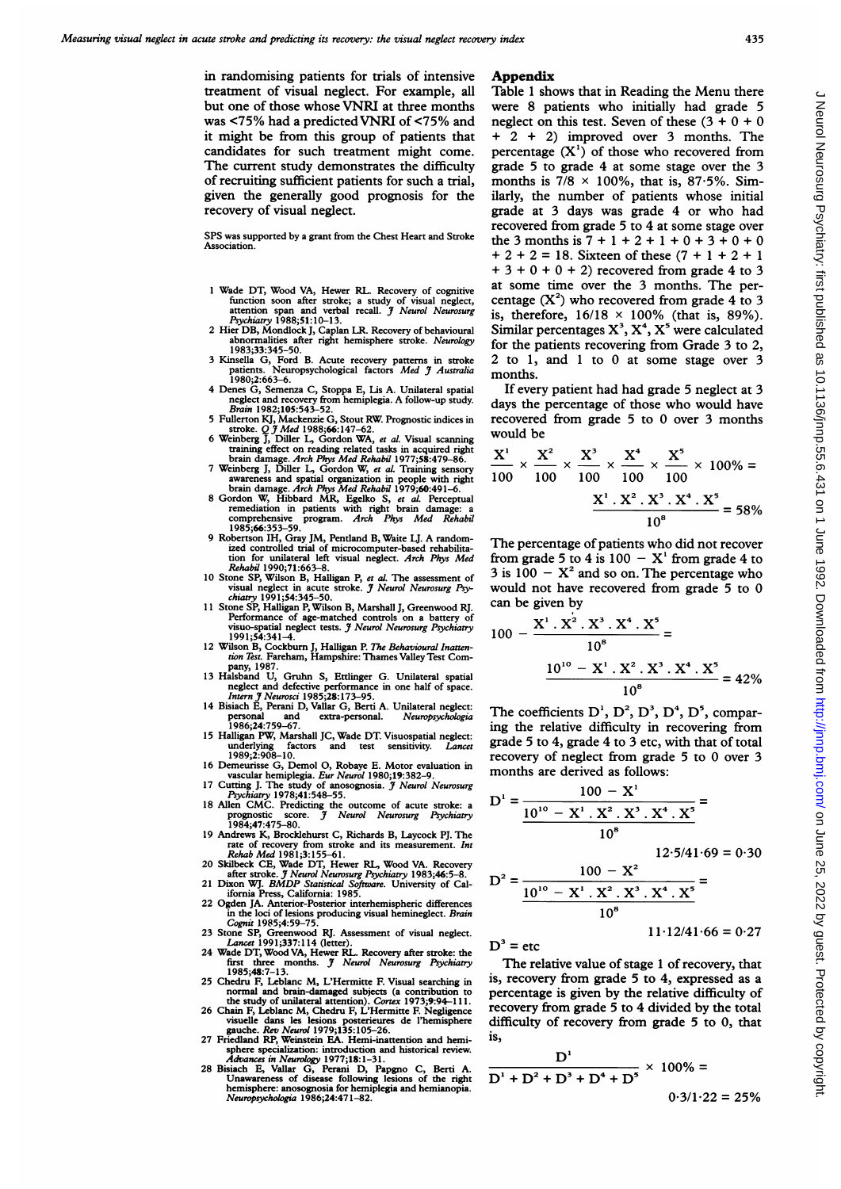in randomising patients for trials of intensive treatment of visual neglect. For example, all but one of those whose VNRI at three months was <75% had a predicted VNRI of <75% and it might be from this group of patients that candidates for such treatment might come. The current study demonstrates the difficulty of recruiting sufficient patients for such a trial, given the generally good prognosis for the recovery of visual neglect.

SPS was supported by a grant from the Chest Heart and Stroke Association.

1. Wade DT, Wood VA, Hewer RL. Recovery of cognitive function soon after stroke; a study of visual neglect, attention span and verbal recall. *J Neurol Neurosurg Psychiatry* 1988;51:10–13.
2. Hier DB, Mondlock J, Caplan LR. Recovery of behavioural abnormalities after right hemisphere stroke. *Neurology* 1983;33:345–50.
3. Kinsella G, Ford B. Acute recovery patterns in stroke patients. Neuropsychological factors *Med J Australia* 1980;2:663–6.
4. Denes G, Semenza C, Stoppa E, Lis A. Unilateral spatial neglect and recovery from hemiplegia. A follow-up study. *Brain* 1982;105:543–52.
5. Fullerton KJ, Mackenzie G, Stout RW. Prognostic indices in stroke. *Q J Med* 1988;66:147–62.
6. Weinberg J, Diller L, Gordon WA, *et al.* Visual scanning training effect on reading related tasks in acquired right brain damage. *Arch Phys Med Rehabil* 1977;58:479–86.
7. Weinberg J, Diller L, Gordon W, *et al.* Training sensory awareness and spatial organization in people with right brain damage. *Arch Phys Med Rehabil* 1979;60:491–6.
8. Gordon W, Hibbard MR, Egelko S, *et al.* Perceptual remediation in patients with right brain damage: a comprehensive program. *Arch Phys Med Rehabil* 1985;66:353–59.
9. Robertson IH, Gray JM, Pentland B, Waite LJ. A randomized controlled trial of microcomputer-based rehabilitation for unilateral left visual neglect. *Arch Phys Med Rehabil* 1990;71:663–8.
10. Stone SP, Wilson B, Halligan P, *et al.* The assessment of visual neglect in acute stroke. *J Neurol Neurosurg Psychiatry* 1991;54:345–50.
11. Stone SP, Halligan P, Wilson B, Marshall J, Greenwood RJ. Performance of age-matched controls on a battery of visuo-spatial neglect tests. *J Neurol Neurosurg Psychiatry* 1991;54:341–4.
12. Wilson B, Cockburn J, Halligan P. *The Behavioural Inattention Test.* Fareham, Hampshire: Thames Valley Test Company, 1987.
13. Halsband U, Gruhn S, Ettlinger G. Unilateral spatial neglect and defective performance in one half of space. *Intern J Neurosci* 1985;28:173–95.
14. Bisiach E, Perani D, Vallar G, Berti A. Unilateral neglect: personal and extra-personal. *Neuropsychologia* 1986;24:759–67.
15. Halligan PW, Marshall JC, Wade DT. Visuospatial neglect: underlying factors and test sensitivity. *Lancet* 1989;2:908–10.
16. Demeurisse G, Demol O, Robaye E. Motor evaluation in vascular hemiplegia. *Eur Neurol* 1980;19:382–9.
17. Cutting J. The study of anosognosia. *J Neurol Neurosurg Psychiatry* 1978;41:548–55.
18. Allen CMC. Predicting the outcome of acute stroke: a prognostic score. *J Neurol Neurosurg Psychiatry* 1984;47:475–80.
19. Andrews K, Brocklehurst C, Richards B, Laycock PJ. The rate of recovery from stroke and its measurement. *Int Rehab Med* 1981;3:155–61.
20. Skilbeck CE, Wade DT, Hewer RL, Wood VA. Recovery after stroke. *J Neurol Neurosurg Psychiatry* 1983;46:5–8.
21. Dixon WJ. *BMDP Statistical Software.* University of California Press, California: 1985.
22. Ogden JA. Anterior-Posterior interhemispheric differences in the loci of lesions producing visual hemineglect. *Brain Cognit* 1985;4:59–75.
23. Stone SP, Greenwood RJ. Assessment of visual neglect. *Lancet* 1991;337:114 (letter).
24. Wade DT, Wood VA, Hewer RL. Recovery after stroke: the first three months. *J Neurol Neurosurg Psychiatry* 1985;48:7–13.
25. Chedru F, Leblanc M, L'Hermitte F. Visual searching in normal and brain-damaged subjects (a contribution to the study of unilateral attention). *Cortex* 1973;9:94–111.
26. Chain F, Leblanc M, Chedru F, L'Hermitte F. Negligence visuelle dans les lesions posterieures de l'hemisphere gauche. *Rev Neurol* 1979;135:105–26.
27. Friedland RP, Weinstein EA. Hemi-inattention and hemisphere specialization: introduction and historical review. *Advances in Neurology* 1977;18:1–31.
28. Bisiach E, Vallar G, Perani D, Papgno C, Berti A. Unawareness of disease following lesions of the right hemisphere: anosognosia for hemiplegia and hemianopia. *Neuropsychologia* 1986;24:471–82.

## Appendix

Table 1 shows that in Reading the Menu there were 8 patients who initially had grade 5 neglect on this test. Seven of these (3 + 0 + 0 + 2 + 2) improved over 3 months. The percentage ($X^1$) of those who recovered from grade 5 to grade 4 at some stage over the 3 months is $7/8 \times 100\%$, that is, 87·5%. Similarly, the number of patients whose initial grade at 3 days was grade 4 or who had recovered from grade 5 to 4 at some stage over the 3 months is 7 + 1 + 2 + 1 + 0 + 3 + 0 + 0 + 2 + 2 + 2 = 18. Sixteen of these (7 + 1 + 2 + 1 + 3 + 0 + 0 + 2) recovered from grade 4 to 3 at some time over the 3 months. The percentage ($X^2$) who recovered from grade 4 to 3 is, therefore, $16/18 \times 100\%$ (that is, 89%). Similar percentages $X^3$, $X^4$, $X^5$ were calculated for the patients recovering from Grade 3 to 2, 2 to 1, and 1 to 0 at some stage over 3 months.

If every patient had had grade 5 neglect at 3 days the percentage of those who would have recovered from grade 5 to 0 over 3 months would be

$$\frac{X^1}{100} \times \frac{X^2}{100} \times \frac{X^3}{100} \times \frac{X^4}{100} \times \frac{X^5}{100} \times 100\% = \frac{X^1 . X^2 . X^3 . X^4 . X^5}{10^8} = 58\%$$

The percentage of patients who did not recover from grade 5 to 4 is $100 - X^1$ from grade 4 to 3 is $100 - X^2$ and so on. The percentage who would not have recovered from grade 5 to 0 can be given by

$$100 - \frac{X^1 . X^2 . X^3 . X^4 . X^5}{10^8} = \frac{10^{10} - X^1 . X^2 . X^3 . X^4 . X^5}{10^8} = 42\%$$

The coefficients $D^1$, $D^2$, $D^3$, $D^4$, $D^5$, comparing the relative difficulty in recovering from grade 5 to 4, grade 4 to 3 etc, with that of total recovery of neglect from grade 5 to 0 over 3 months are derived as follows:

$$D^1 = \frac{100 - X^1}{\dfrac{10^{10} - X^1 . X^2 . X^3 . X^4 . X^5}{10^8}} = 12{\cdot}5/41{\cdot}69 = 0{\cdot}30$$

$$D^2 = \frac{100 - X^2}{\dfrac{10^{10} - X^1 . X^2 . X^3 . X^4 . X^5}{10^8}} = 11{\cdot}12/41{\cdot}66 = 0{\cdot}27$$

$D^3$ = etc

The relative value of stage 1 of recovery, that is, recovery from grade 5 to 4, expressed as a percentage is given by the relative difficulty of recovery from grade 5 to 4 divided by the total difficulty of recovery from grade 5 to 0, that is,

$$\frac{D^1}{D^1 + D^2 + D^3 + D^4 + D^5} \times 100\% = 0{\cdot}3/1{\cdot}22 = 25\%$$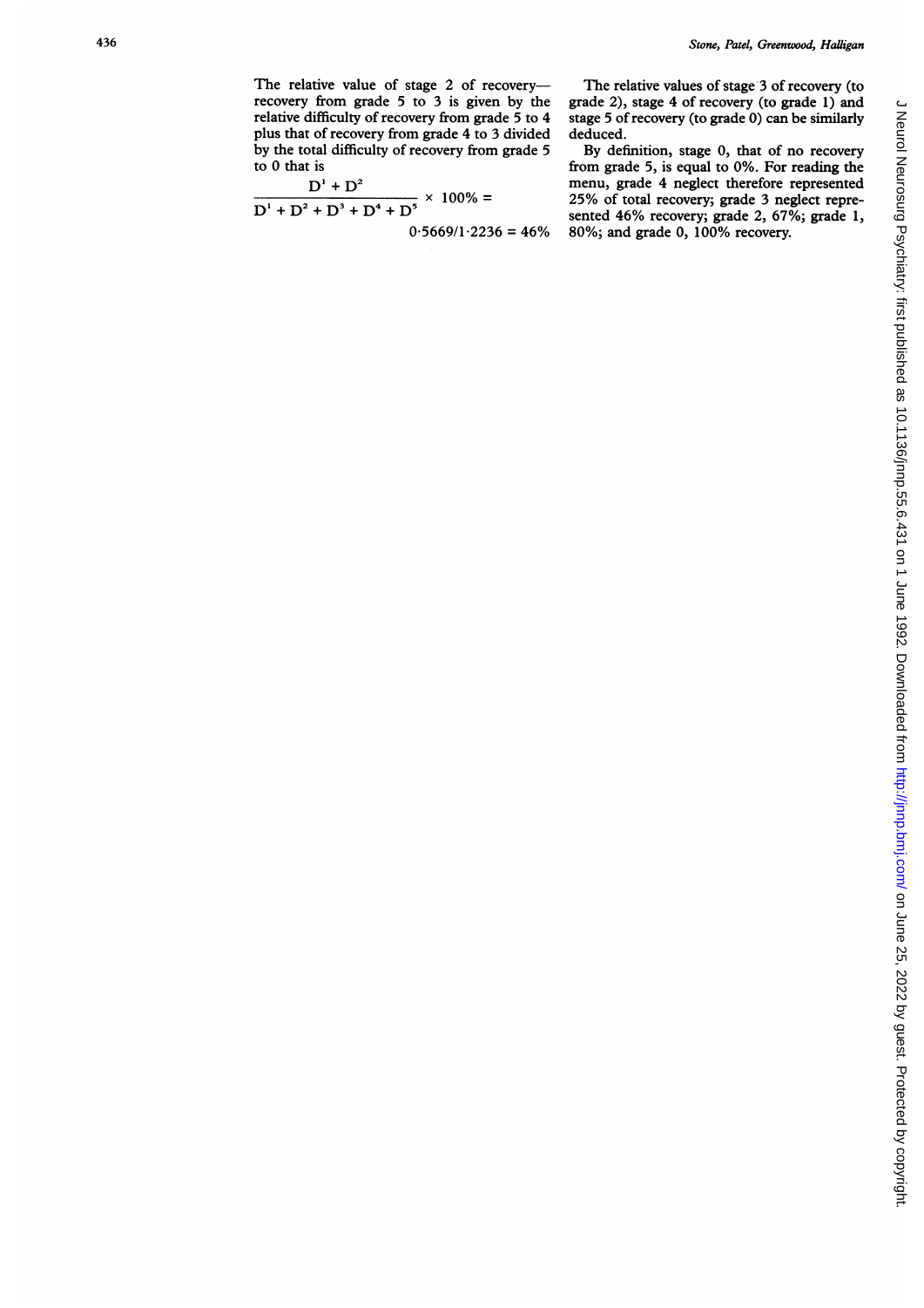The relative value of stage 2 of recovery—recovery from grade 5 to 3 is given by the relative difficulty of recovery from grade 5 to 4 plus that of recovery from grade 4 to 3 divided by the total difficulty of recovery from grade 5 to 0 that is

$$\frac{D^1 + D^2}{D^1 + D^2 + D^3 + D^4 + D^5} \times 100\% =$$

$$0{\cdot}5669/1{\cdot}2236 = 46\%$$

The relative values of stage 3 of recovery (to grade 2), stage 4 of recovery (to grade 1) and stage 5 of recovery (to grade 0) can be similarly deduced.

By definition, stage 0, that of no recovery from grade 5, is equal to 0%. For reading the menu, grade 4 neglect therefore represented 25% of total recovery; grade 3 neglect represented 46% recovery; grade 2, 67%; grade 1, 80%; and grade 0, 100% recovery.